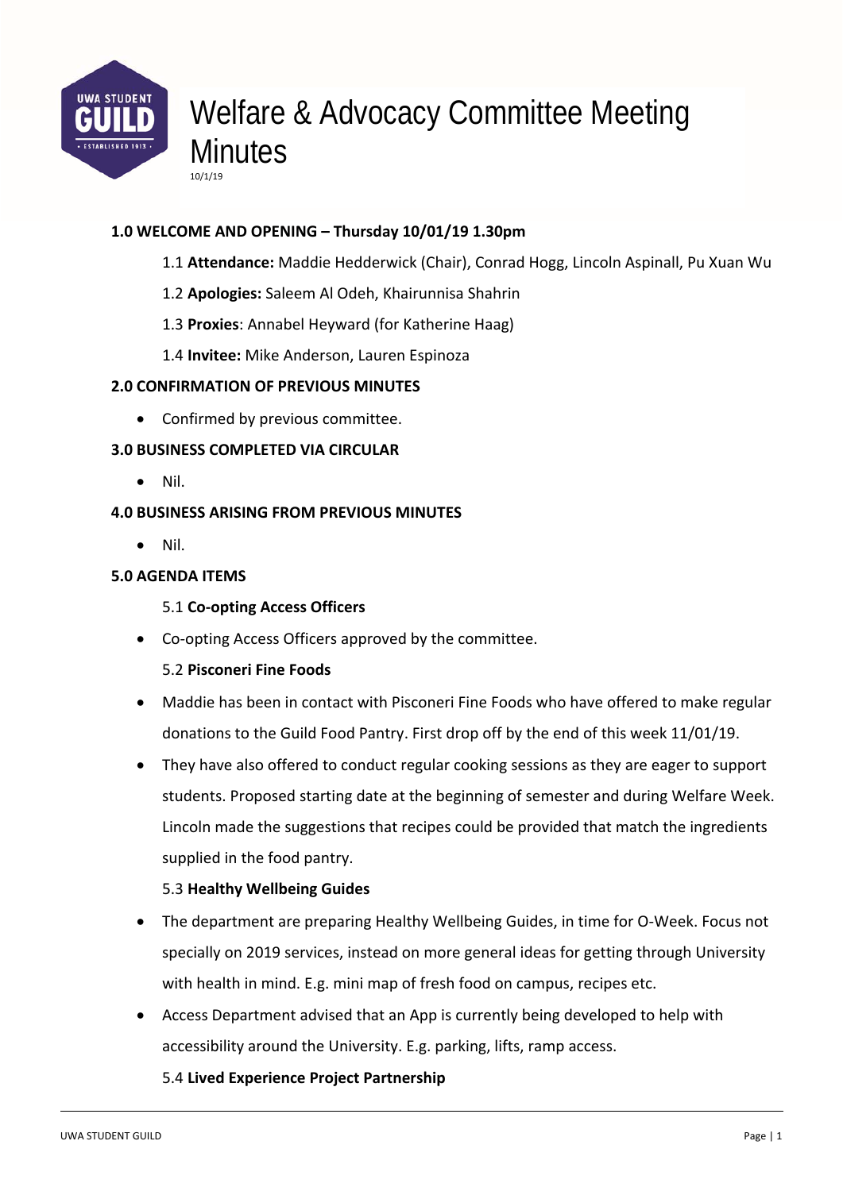# Welfare & Advocacy Committee Meeting Minutes

10/1/19

**1.0 WELCOME AND OPENING – Thursday 10/01/19 1.30pm**

1.1 **Attendance:** Maddie Hedderwick (Chair), Conrad Hogg, Lincoln Aspinall, Pu Xuan Wu

1.2 **Apologies:** Saleem Al Odeh, Khairunnisa Shahrin

1.3 **Proxies**: Annabel Heyward (for Katherine Haag)

1.4 **Invitee:** Mike Anderson, Lauren Espinoza

**2.0 CONFIRMATION OF PREVIOUS MINUTES**

- Confirmed by previous committee.

**3.0 BUSINESS COMPLETED VIA CIRCULAR**

- Nil.

**4.0 BUSINESS ARISING FROM PREVIOUS MINUTES**

- Nil.

**5.0 AGENDA ITEMS**

5.1 **Co-opting Access Officers**

- Co-opting Access Officers approved by the committee.

5.2 **Pisconeri Fine Foods**

- Maddie has been in contact with Pisconeri Fine Foods who have offered to make regular donations to the Guild Food Pantry. First drop off by the end of this week 11/01/19.
- They have also offered to conduct regular cooking sessions as they are eager to support students. Proposed starting date at the beginning of semester and during Welfare Week. Lincoln made the suggestions that recipes could be provided that match the ingredients supplied in the food pantry.

5.3 **Healthy Wellbeing Guides**

- The department are preparing Healthy Wellbeing Guides, in time for O-Week. Focus not specially on 2019 services, instead on more general ideas for getting through University with health in mind. E.g. mini map of fresh food on campus, recipes etc.
- Access Department advised that an App is currently being developed to help with accessibility around the University. E.g. parking, lifts, ramp access.

5.4 **Lived Experience Project Partnership**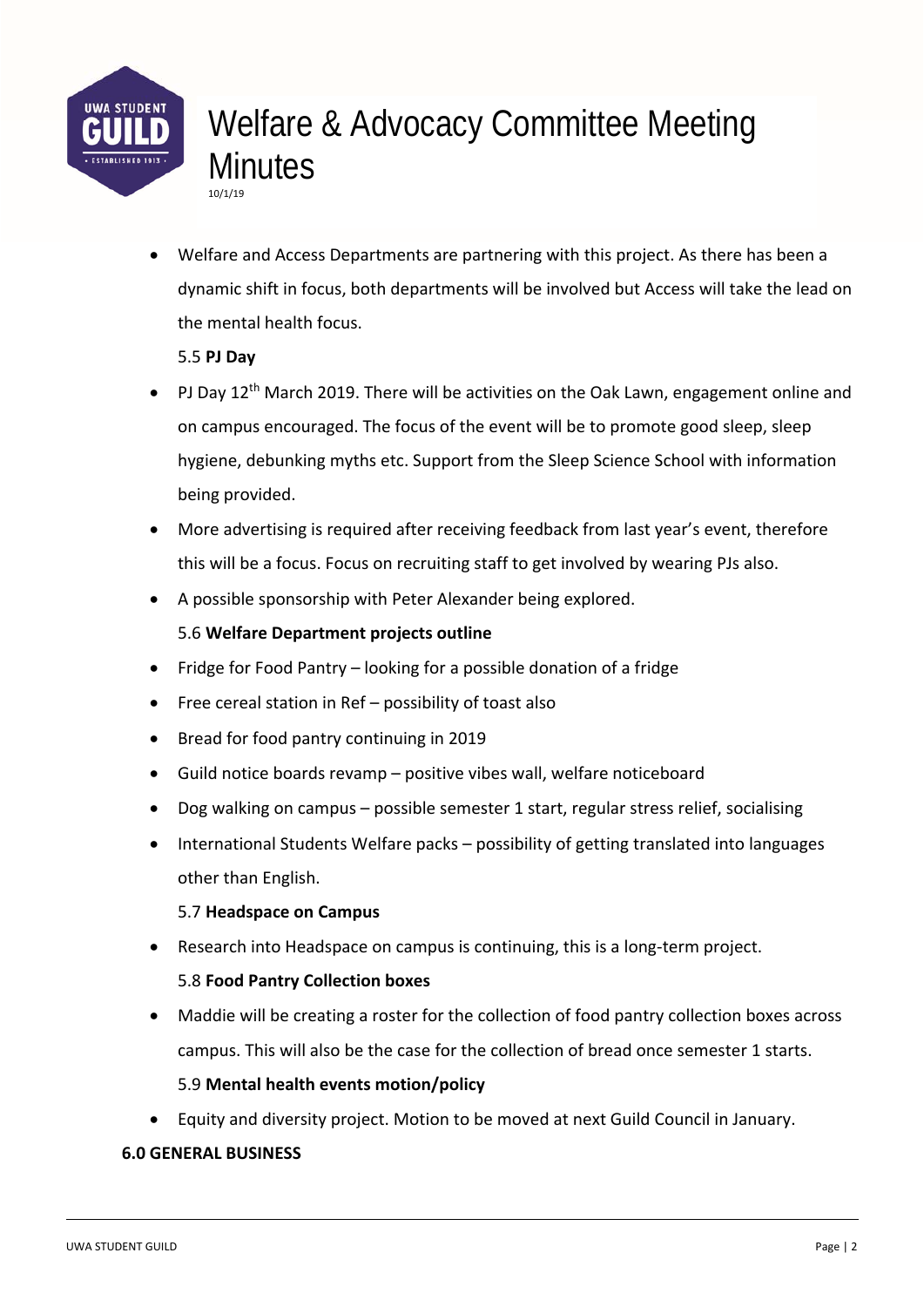- Welfare and Access Departments are partnering with this project. As there has been a dynamic shift in focus, both departments will be involved but Access will take the lead on the mental health focus.

5.5 **PJ Day**

- PJ Day 12th March 2019. There will be activities on the Oak Lawn, engagement online and on campus encouraged. The focus of the event will be to promote good sleep, sleep hygiene, debunking myths etc. Support from the Sleep Science School with information being provided.
- More advertising is required after receiving feedback from last year's event, therefore this will be a focus. Focus on recruiting staff to get involved by wearing PJs also.
- A possible sponsorship with Peter Alexander being explored.

5.6 **Welfare Department projects outline**

- Fridge for Food Pantry – looking for a possible donation of a fridge
- Free cereal station in Ref – possibility of toast also
- Bread for food pantry continuing in 2019
- Guild notice boards revamp – positive vibes wall, welfare noticeboard
- Dog walking on campus – possible semester 1 start, regular stress relief, socialising
- International Students Welfare packs – possibility of getting translated into languages other than English.

5.7 **Headspace on Campus**

- Research into Headspace on campus is continuing, this is a long-term project.

5.8 **Food Pantry Collection boxes**

- Maddie will be creating a roster for the collection of food pantry collection boxes across campus. This will also be the case for the collection of bread once semester 1 starts.

5.9 **Mental health events motion/policy**

- Equity and diversity project. Motion to be moved at next Guild Council in January.

**6.0 GENERAL BUSINESS**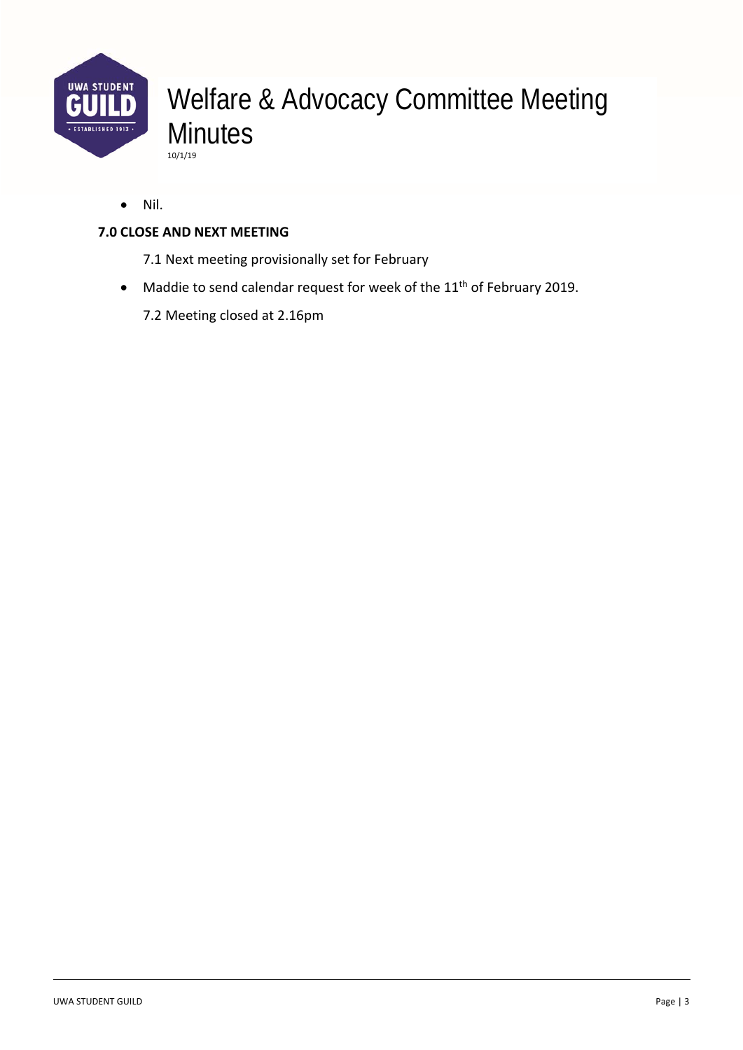- Nil.

**7.0 CLOSE AND NEXT MEETING**

7.1 Next meeting provisionally set for February

- Maddie to send calendar request for week of the 11th of February 2019.

7.2 Meeting closed at 2.16pm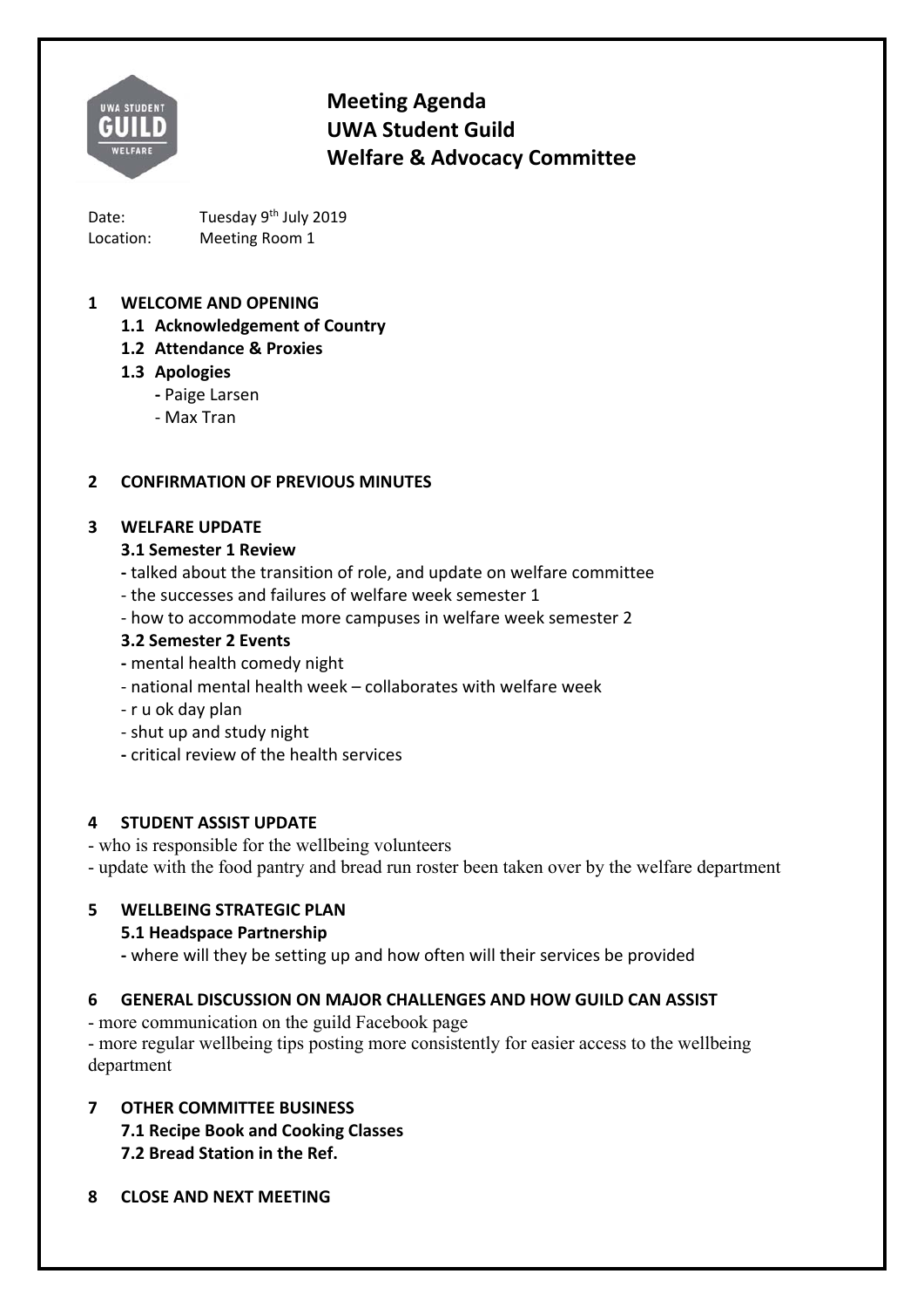# Meeting Agenda
# UWA Student Guild
# Welfare & Advocacy Committee

Date: Tuesday 9th July 2019
Location: Meeting Room 1

**1 WELCOME AND OPENING**

**1.1 Acknowledgement of Country**

**1.2 Attendance & Proxies**

**1.3 Apologies**

- Paige Larsen
- Max Tran

**2 CONFIRMATION OF PREVIOUS MINUTES**

**3 WELFARE UPDATE**

**3.1 Semester 1 Review**

- talked about the transition of role, and update on welfare committee
- the successes and failures of welfare week semester 1
- how to accommodate more campuses in welfare week semester 2

**3.2 Semester 2 Events**

- mental health comedy night
- national mental health week – collaborates with welfare week
- r u ok day plan
- shut up and study night
- critical review of the health services

**4 STUDENT ASSIST UPDATE**

- who is responsible for the wellbeing volunteers
- update with the food pantry and bread run roster been taken over by the welfare department

**5 WELLBEING STRATEGIC PLAN**

**5.1 Headspace Partnership**

- where will they be setting up and how often will their services be provided

**6 GENERAL DISCUSSION ON MAJOR CHALLENGES AND HOW GUILD CAN ASSIST**

- more communication on the guild Facebook page
- more regular wellbeing tips posting more consistently for easier access to the wellbeing department

**7 OTHER COMMITTEE BUSINESS**

**7.1 Recipe Book and Cooking Classes**

**7.2 Bread Station in the Ref.**

**8 CLOSE AND NEXT MEETING**